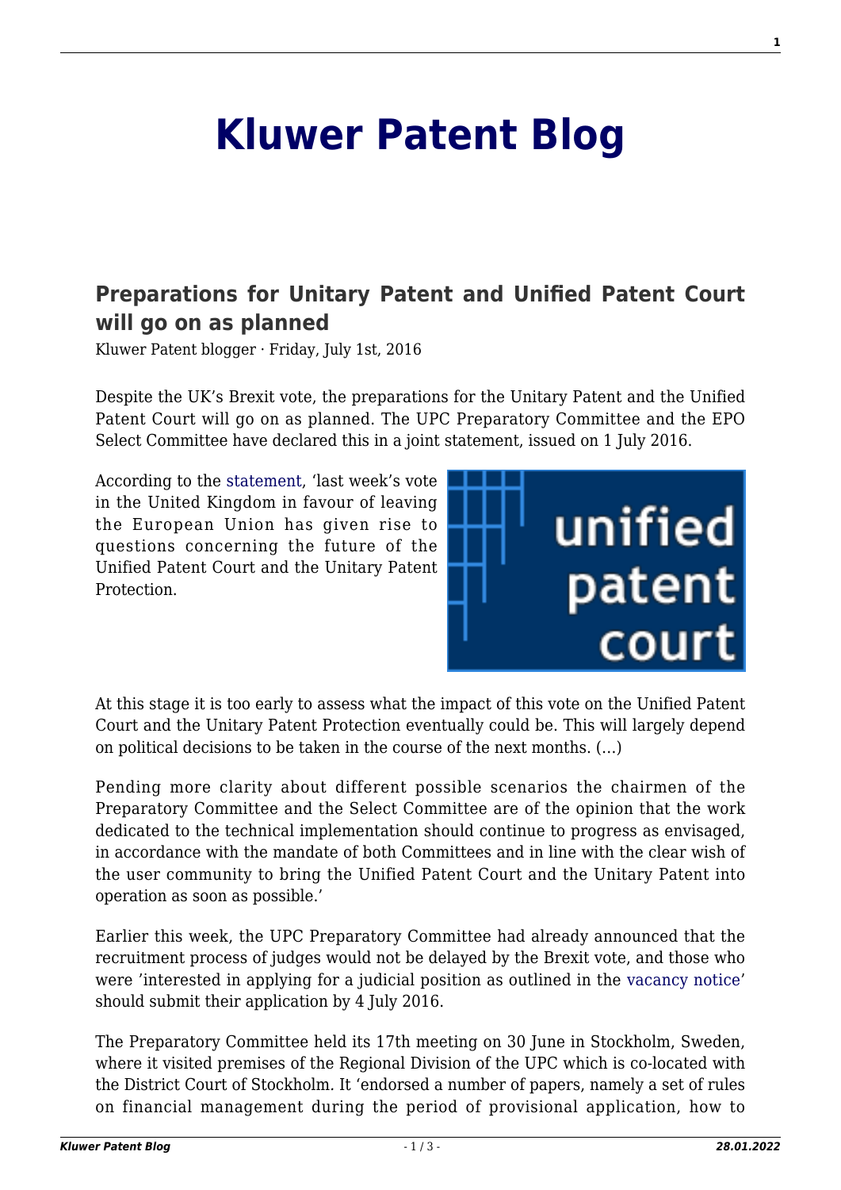# Kluwer Patent Blog

## Preparations for Unitary Patent and Unified Patent Court will go on as planned

Kluwer Patent blogger · Friday, July 1st, 2016

Despite the UK's Brexit vote, the preparations for the Unitary Patent and the Unified Patent Court will go on as planned. The UPC Preparatory Committee and the EPO Select Committee have declared this in a joint statement, issued on 1 July 2016.

According to the statement, 'last week's vote in the United Kingdom in favour of leaving the European Union has given rise to questions concerning the future of the Unified Patent Court and the Unitary Patent Protection.

At this stage it is too early to assess what the impact of this vote on the Unified Patent Court and the Unitary Patent Protection eventually could be. This will largely depend on political decisions to be taken in the course of the next months. (…)

Pending more clarity about different possible scenarios the chairmen of the Preparatory Committee and the Select Committee are of the opinion that the work dedicated to the technical implementation should continue to progress as envisaged, in accordance with the mandate of both Committees and in line with the clear wish of the user community to bring the Unified Patent Court and the Unitary Patent into operation as soon as possible.'

Earlier this week, the UPC Preparatory Committee had already announced that the recruitment process of judges would not be delayed by the Brexit vote, and those who were 'interested in applying for a judicial position as outlined in the vacancy notice' should submit their application by 4 July 2016.

The Preparatory Committee held its 17th meeting on 30 June in Stockholm, Sweden, where it visited premises of the Regional Division of the UPC which is co-located with the District Court of Stockholm. It 'endorsed a number of papers, namely a set of rules on financial management during the period of provisional application, how to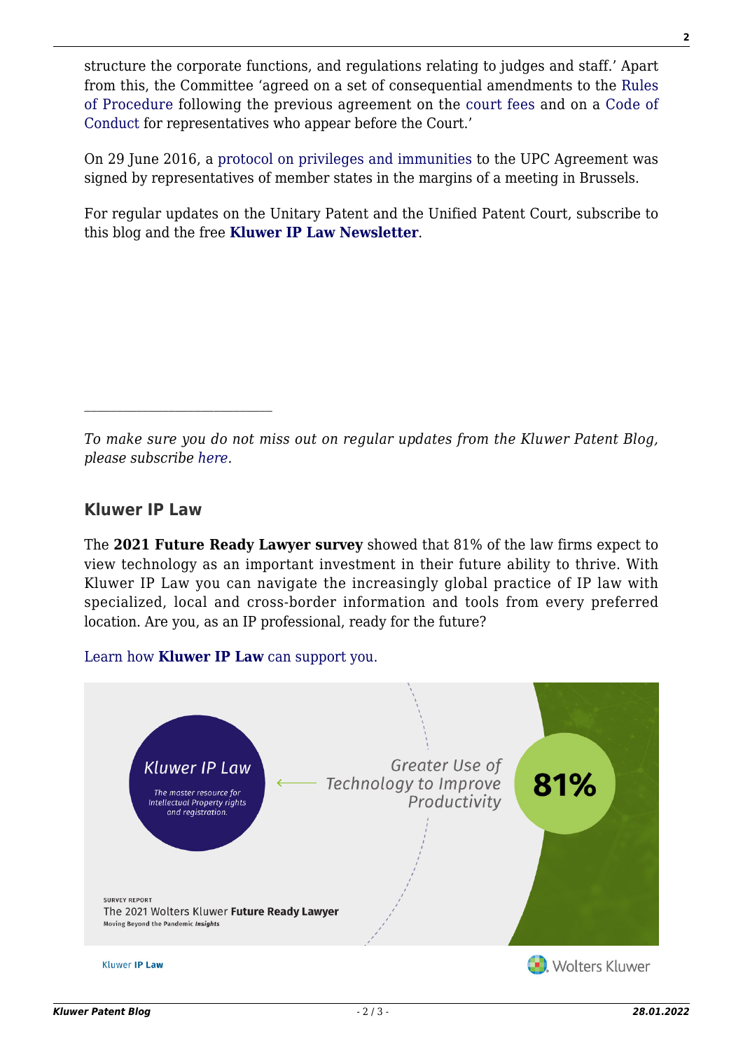structure the corporate functions, and regulations relating to judges and staff.' Apart from this, the Committee 'agreed on a set of consequential amendments to the Rules of Procedure following the previous agreement on the court fees and on a Code of Conduct for representatives who appear before the Court.'

On 29 June 2016, a protocol on privileges and immunities to the UPC Agreement was signed by representatives of member states in the margins of a meeting in Brussels.

For regular updates on the Unitary Patent and the Unified Patent Court, subscribe to this blog and the free **Kluwer IP Law Newsletter**.

---

*To make sure you do not miss out on regular updates from the Kluwer Patent Blog, please subscribe here.*

### Kluwer IP Law

The **2021 Future Ready Lawyer survey** showed that 81% of the law firms expect to view technology as an important investment in their future ability to thrive. With Kluwer IP Law you can navigate the increasingly global practice of IP law with specialized, local and cross-border information and tools from every preferred location. Are you, as an IP professional, ready for the future?

Learn how **Kluwer IP Law** can support you.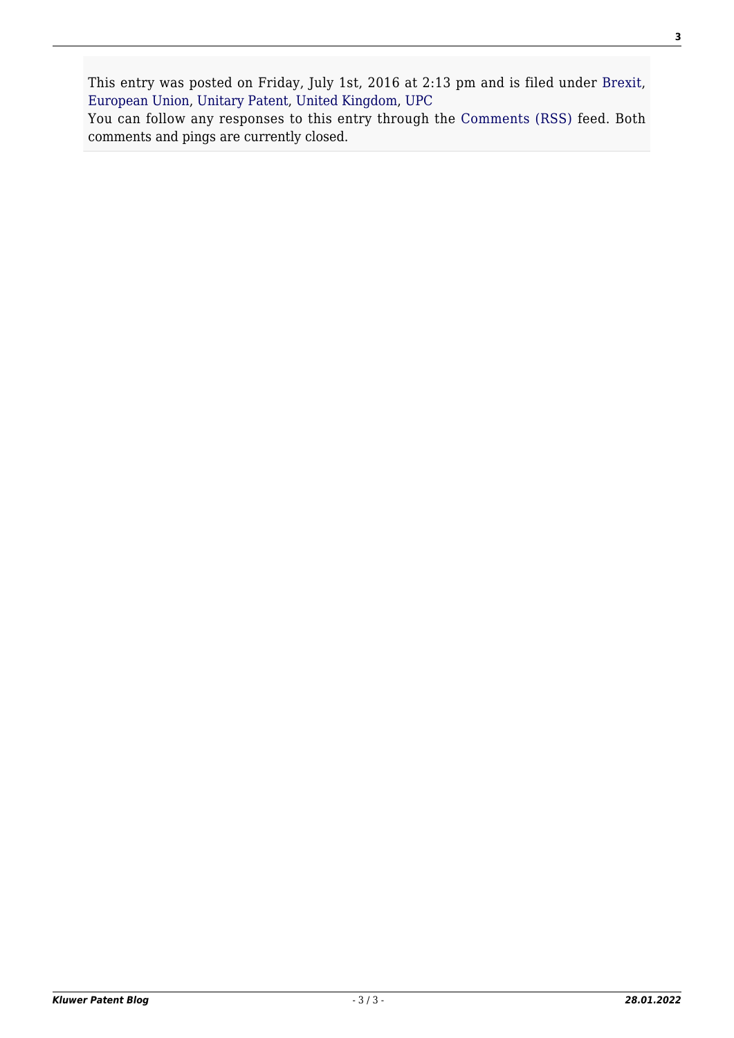This entry was posted on Friday, July 1st, 2016 at 2:13 pm and is filed under Brexit, European Union, Unitary Patent, United Kingdom, UPC
You can follow any responses to this entry through the Comments (RSS) feed. Both comments and pings are currently closed.